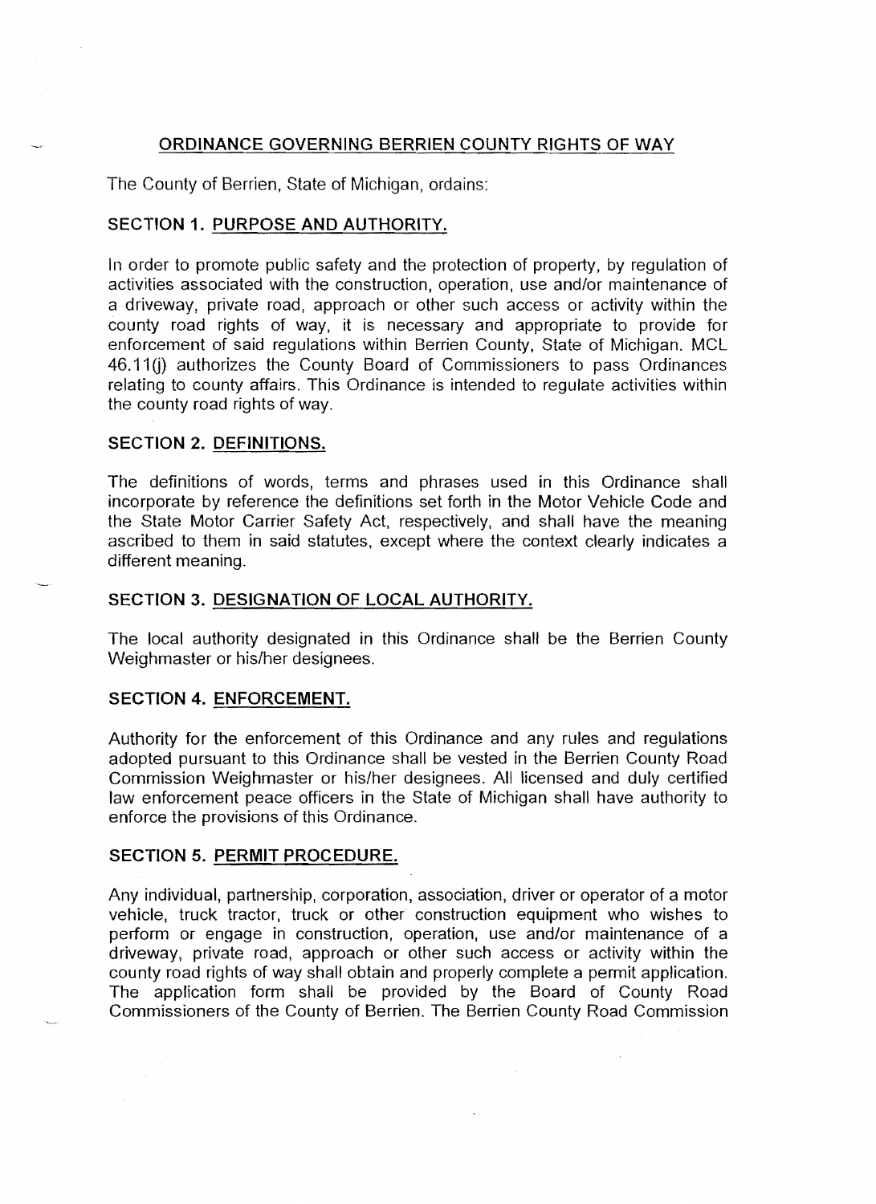## ORDINANCE GOVERNING BERRIEN COUNTY RIGHTS OF WAY

The County of Berrien, State of Michigan, ordains:

### SECTION 1. PURPOSE AND AUTHORITY.

In order to promote public safety and the protection of property, by regulation of activities associated with the construction, operation, use and/or maintenance of a driveway, private road, approach or other such access or activity within the county road rights of way, it is necessary and appropriate to provide for enforcement of said regulations within Berrien County, State of Michigan. MCL 46.11(j) authorizes the County Board of Commissioners to pass Ordinances relating to county affairs. This Ordinance is intended to regulate activities within the county road rights of way.

### SECTION 2. DEFINITIONS.

The definitions of words, terms and phrases used in this Ordinance shall incorporate by reference the definitions set forth in the Motor Vehicle Code and the State Motor Carrier Safety Act, respectively, and shall have the meaning ascribed to them in said statutes, except where the context clearly indicates a different meaning.

### SECTION 3. DESIGNATION OF LOCAL AUTHORITY.

The local authority designated in this Ordinance shall be the Berrien County Weighmaster or his/her designees.

### SECTION 4. ENFORCEMENT.

Authority for the enforcement of this Ordinance and any rules and regulations adopted pursuant to this Ordinance shall be vested in the Berrien County Road Commission Weighmaster or his/her designees. All licensed and duly certified law enforcement peace officers in the State of Michigan shall have authority to enforce the provisions of this Ordinance.

### SECTION 5. PERMIT PROCEDURE.

Any individual, partnership, corporation, association, driver or operator of a motor vehicle, truck tractor, truck or other construction equipment who wishes to perform or engage in construction, operation, use and/or maintenance of a driveway, private road, approach or other such access or activity within the county road rights of way shall obtain and properly complete a permit application. The application form shall be provided by the Board of County Road Commissioners of the County of Berrien. The Berrien County Road Commission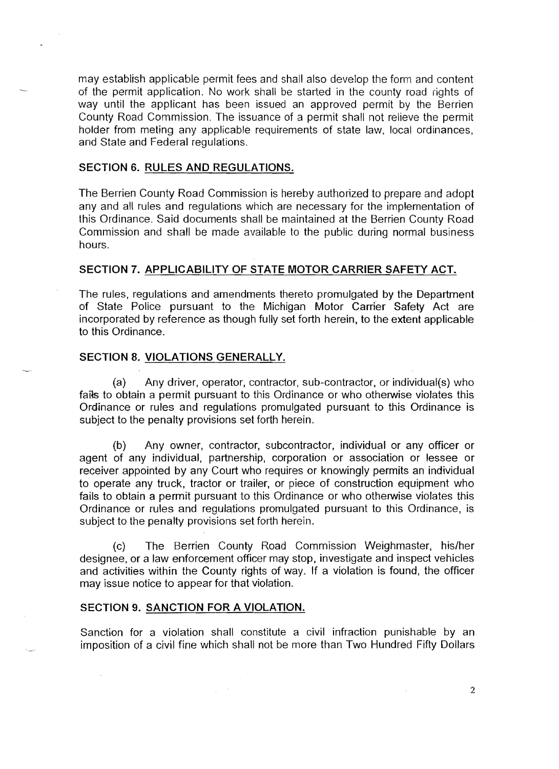may establish applicable permit fees and shall also develop the form and content of the permit application. No work shall be started in the county road rights of way until the applicant has been issued an approved permit by the Berrien County Road Commission. The issuance of a permit shall not relieve the permit holder from meting any applicable requirements of state law, local ordinances, and State and Federal regulations.

## SECTION 6. RULES AND REGULATIONS.

The Berrien County Road Commission is hereby authorized to prepare and adopt any and all rules and regulations which are necessary for the implementation of this Ordinance. Said documents shall be maintained at the Berrien County Road Commission and shall be made available to the public during normal business hours.

## SECTION 7. APPLICABILITY OF STATE MOTOR CARRIER SAFETY ACT.

The rules, regulations and amendments thereto promulgated by the Department of State Police pursuant to the Michigan Motor Carrier Safety Act are incorporated by reference as though fully set forth herein, to the extent applicable to this Ordinance.

## SECTION 8. VIOLATIONS GENERALLY.

(a) Any driver, operator, contractor, sub-contractor, or individual(s) who fails to obtain a permit pursuant to this Ordinance or who otherwise violates this Ordinance or rules and regulations promulgated pursuant to this Ordinance is subject to the penalty provisions set forth herein.

(b) Any owner, contractor, subcontractor, individual or any officer or agent of any individual, partnership, corporation or association or lessee or receiver appointed by any Court who requires or knowingly permits an individual to operate any truck, tractor or trailer, or piece of construction equipment who fails to obtain a permit pursuant to this Ordinance or who otherwise violates this Ordinance or rules and regulations promulgated pursuant to this Ordinance, is subject to the penalty provisions set forth herein.

(c) The Berrien County Road Commission Weighmaster, his/her designee, or a law enforcement officer may stop, investigate and inspect vehicles and activities within the County rights of way. If a violation is found, the officer may issue notice to appear for that violation.

## SECTION 9. SANCTION FOR A VIOLATION.

Sanction for a violation shall constitute a civil infraction punishable by an imposition of a civil fine which shall not be more than Two Hundred Fifty Dollars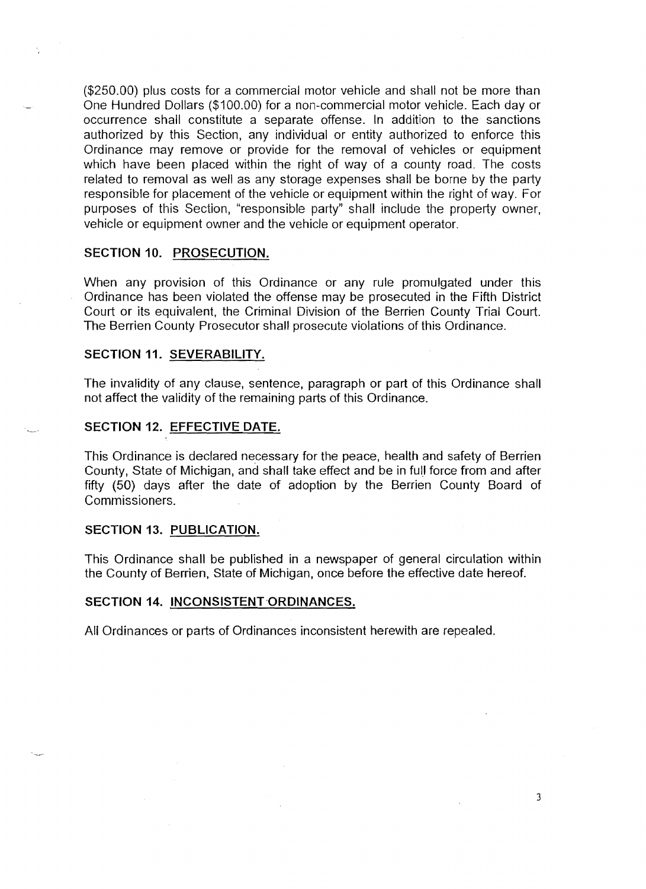($250.00) plus costs for a commercial motor vehicle and shall not be more than One Hundred Dollars ($100.00) for a non-commercial motor vehicle. Each day or occurrence shall constitute a separate offense. In addition to the sanctions authorized by this Section, any individual or entity authorized to enforce this Ordinance may remove or provide for the removal of vehicles or equipment which have been placed within the right of way of a county road. The costs related to removal as well as any storage expenses shall be borne by the party responsible for placement of the vehicle or equipment within the right of way. For purposes of this Section, "responsible party" shall include the property owner, vehicle or equipment owner and the vehicle or equipment operator.

### SECTION 10. PROSECUTION.

When any provision of this Ordinance or any rule promulgated under this Ordinance has been violated the offense may be prosecuted in the Fifth District Court or its equivalent, the Criminal Division of the Berrien County Trial Court. The Berrien County Prosecutor shall prosecute violations of this Ordinance.

### SECTION 11. SEVERABILITY.

The invalidity of any clause, sentence, paragraph or part of this Ordinance shall not affect the validity of the remaining parts of this Ordinance.

### SECTION 12. EFFECTIVE DATE.

This Ordinance is declared necessary for the peace, health and safety of Berrien County, State of Michigan, and shall take effect and be in full force from and after fifty (50) days after the date of adoption by the Berrien County Board of Commissioners.

### SECTION 13. PUBLICATION.

This Ordinance shall be published in a newspaper of general circulation within the County of Berrien, State of Michigan, once before the effective date hereof.

### SECTION 14. INCONSISTENT ORDINANCES.

All Ordinances or parts of Ordinances inconsistent herewith are repealed.